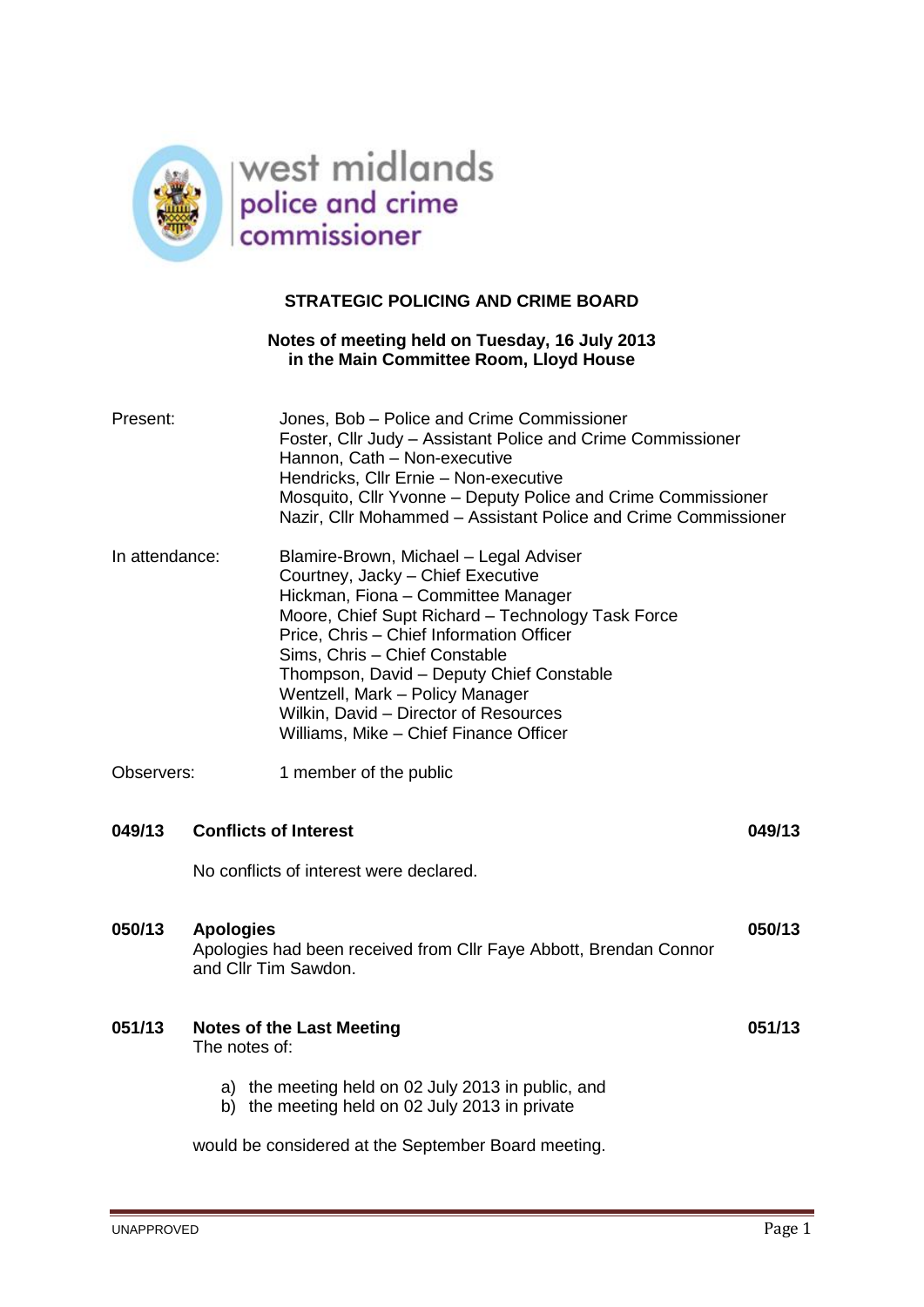west midlands police and crime commissioner

# STRATEGIC POLICING AND CRIME BOARD

**Notes of meeting held on Tuesday, 16 July 2013 in the Main Committee Room, Lloyd House**

Present:

Jones, Bob – Police and Crime Commissioner
Foster, Cllr Judy – Assistant Police and Crime Commissioner
Hannon, Cath – Non-executive
Hendricks, Cllr Ernie – Non-executive
Mosquito, Cllr Yvonne – Deputy Police and Crime Commissioner
Nazir, Cllr Mohammed – Assistant Police and Crime Commissioner

In attendance:

Blamire-Brown, Michael – Legal Adviser
Courtney, Jacky – Chief Executive
Hickman, Fiona – Committee Manager
Moore, Chief Supt Richard – Technology Task Force
Price, Chris – Chief Information Officer
Sims, Chris – Chief Constable
Thompson, David – Deputy Chief Constable
Wentzell, Mark – Policy Manager
Wilkin, David – Director of Resources
Williams, Mike – Chief Finance Officer

Observers: 1 member of the public

## 049/13 Conflicts of Interest

No conflicts of interest were declared.

## 050/13 Apologies

Apologies had been received from Cllr Faye Abbott, Brendan Connor and Cllr Tim Sawdon.

## 051/13 Notes of the Last Meeting

The notes of:

a) the meeting held on 02 July 2013 in public, and
b) the meeting held on 02 July 2013 in private

would be considered at the September Board meeting.

UNAPPROVED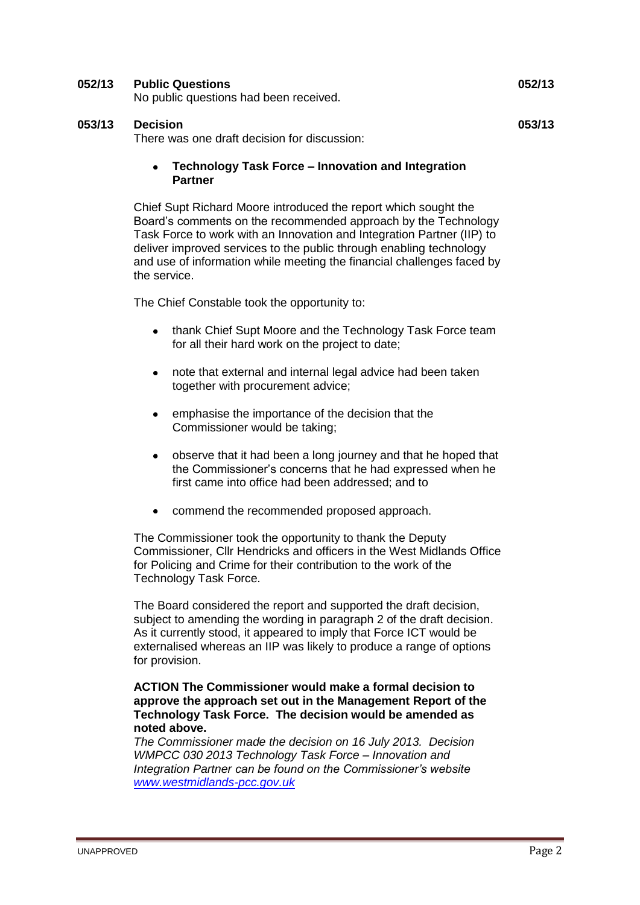**052/13 Public Questions** **052/13**

No public questions had been received.

**053/13 Decision** **053/13**

There was one draft decision for discussion:

- **Technology Task Force – Innovation and Integration Partner**

Chief Supt Richard Moore introduced the report which sought the Board's comments on the recommended approach by the Technology Task Force to work with an Innovation and Integration Partner (IIP) to deliver improved services to the public through enabling technology and use of information while meeting the financial challenges faced by the service.

The Chief Constable took the opportunity to:

- thank Chief Supt Moore and the Technology Task Force team for all their hard work on the project to date;
- note that external and internal legal advice had been taken together with procurement advice;
- emphasise the importance of the decision that the Commissioner would be taking;
- observe that it had been a long journey and that he hoped that the Commissioner's concerns that he had expressed when he first came into office had been addressed; and to
- commend the recommended proposed approach.

The Commissioner took the opportunity to thank the Deputy Commissioner, Cllr Hendricks and officers in the West Midlands Office for Policing and Crime for their contribution to the work of the Technology Task Force.

The Board considered the report and supported the draft decision, subject to amending the wording in paragraph 2 of the draft decision. As it currently stood, it appeared to imply that Force ICT would be externalised whereas an IIP was likely to produce a range of options for provision.

**ACTION The Commissioner would make a formal decision to approve the approach set out in the Management Report of the Technology Task Force. The decision would be amended as noted above.**

*The Commissioner made the decision on 16 July 2013. Decision WMPCC 030 2013 Technology Task Force – Innovation and Integration Partner can be found on the Commissioner's website [www.westmidlands-pcc.gov.uk](www.westmidlands-pcc.gov.uk)*

UNAPPROVED